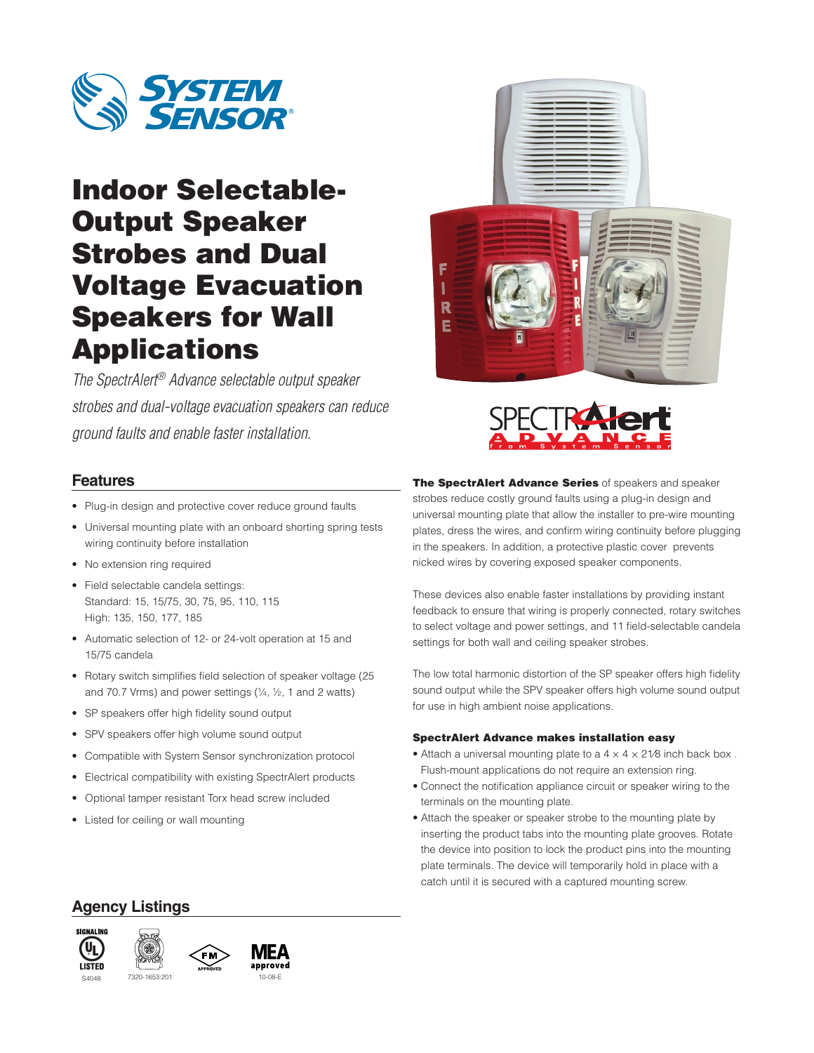# Indoor Selectable-Output Speaker Strobes and Dual Voltage Evacuation Speakers for Wall Applications

*The SpectrAlert® Advance selectable output speaker strobes and dual-voltage evacuation speakers can reduce ground faults and enable faster installation.*

## Features

- Plug-in design and protective cover reduce ground faults
- Universal mounting plate with an onboard shorting spring tests wiring continuity before installation
- No extension ring required
- Field selectable candela settings:
  Standard: 15, 15/75, 30, 75, 95, 110, 115
  High: 135, 150, 177, 185
- Automatic selection of 12- or 24-volt operation at 15 and 15/75 candela
- Rotary switch simplifies field selection of speaker voltage (25 and 70.7 Vrms) and power settings (¼, ½, 1 and 2 watts)
- SP speakers offer high fidelity sound output
- SPV speakers offer high volume sound output
- Compatible with System Sensor synchronization protocol
- Electrical compatibility with existing SpectrAlert products
- Optional tamper resistant Torx head screw included
- Listed for ceiling or wall mounting

## Agency Listings

S4048 | 7320-1653:201 | 10-08-E

**The SpectrAlert Advance Series** of speakers and speaker strobes reduce costly ground faults using a plug-in design and universal mounting plate that allow the installer to pre-wire mounting plates, dress the wires, and confirm wiring continuity before plugging in the speakers. In addition, a protective plastic cover prevents nicked wires by covering exposed speaker components.

These devices also enable faster installations by providing instant feedback to ensure that wiring is properly connected, rotary switches to select voltage and power settings, and 11 field-selectable candela settings for both wall and ceiling speaker strobes.

The low total harmonic distortion of the SP speaker offers high fidelity sound output while the SPV speaker offers high volume sound output for use in high ambient noise applications.

### SpectrAlert Advance makes installation easy

- Attach a universal mounting plate to a 4 × 4 × 2⅛ inch back box . Flush-mount applications do not require an extension ring.
- Connect the notification appliance circuit or speaker wiring to the terminals on the mounting plate.
- Attach the speaker or speaker strobe to the mounting plate by inserting the product tabs into the mounting plate grooves. Rotate the device into position to lock the product pins into the mounting plate terminals. The device will temporarily hold in place with a catch until it is secured with a captured mounting screw.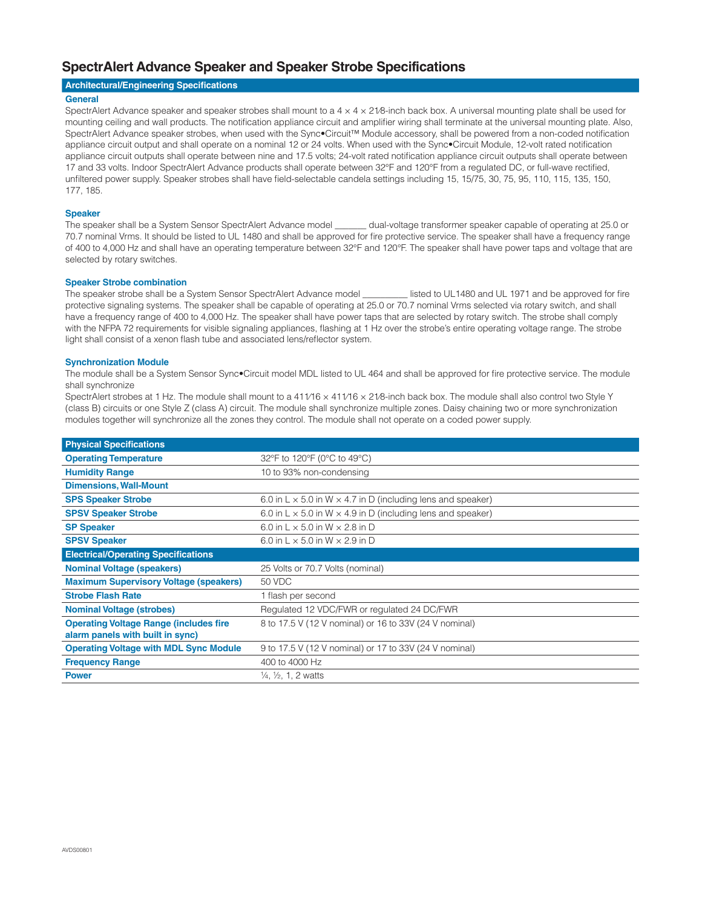# SpectrAlert Advance Speaker and Speaker Strobe Specifications

## Architectural/Engineering Specifications

### General

SpectrAlert Advance speaker and speaker strobes shall mount to a 4 × 4 × 21⁄8-inch back box. A universal mounting plate shall be used for mounting ceiling and wall products. The notification appliance circuit and amplifier wiring shall terminate at the universal mounting plate. Also, SpectrAlert Advance speaker strobes, when used with the Sync•Circuit™ Module accessory, shall be powered from a non-coded notification appliance circuit output and shall operate on a nominal 12 or 24 volts. When used with the Sync•Circuit Module, 12-volt rated notification appliance circuit outputs shall operate between nine and 17.5 volts; 24-volt rated notification appliance circuit outputs shall operate between 17 and 33 volts. Indoor SpectrAlert Advance products shall operate between 32°F and 120°F from a regulated DC, or full-wave rectified, unfiltered power supply. Speaker strobes shall have field-selectable candela settings including 15, 15/75, 30, 75, 95, 110, 115, 135, 150, 177, 185.

### Speaker

The speaker shall be a System Sensor SpectrAlert Advance model ______ dual-voltage transformer speaker capable of operating at 25.0 or 70.7 nominal Vrms. It should be listed to UL 1480 and shall be approved for fire protective service. The speaker shall have a frequency range of 400 to 4,000 Hz and shall have an operating temperature between 32°F and 120°F. The speaker shall have power taps and voltage that are selected by rotary switches.

### Speaker Strobe combination

The speaker strobe shall be a System Sensor SpectrAlert Advance model _________ listed to UL1480 and UL 1971 and be approved for fire protective signaling systems. The speaker shall be capable of operating at 25.0 or 70.7 nominal Vrms selected via rotary switch, and shall have a frequency range of 400 to 4,000 Hz. The speaker shall have power taps that are selected by rotary switch. The strobe shall comply with the NFPA 72 requirements for visible signaling appliances, flashing at 1 Hz over the strobe's entire operating voltage range. The strobe light shall consist of a xenon flash tube and associated lens/reflector system.

### Synchronization Module

The module shall be a System Sensor Sync•Circuit model MDL listed to UL 464 and shall be approved for fire protective service. The module shall synchronize

SpectrAlert strobes at 1 Hz. The module shall mount to a 411⁄16 × 411⁄16 × 21⁄8-inch back box. The module shall also control two Style Y (class B) circuits or one Style Z (class A) circuit. The module shall synchronize multiple zones. Daisy chaining two or more synchronization modules together will synchronize all the zones they control. The module shall not operate on a coded power supply.

| **Physical Specifications** | |
|---|---|
| **Operating Temperature** | 32°F to 120°F (0°C to 49°C) |
| **Humidity Range** | 10 to 93% non-condensing |
| **Dimensions, Wall-Mount** | |
| **SPS Speaker Strobe** | 6.0 in L × 5.0 in W × 4.7 in D (including lens and speaker) |
| **SPSV Speaker Strobe** | 6.0 in L × 5.0 in W × 4.9 in D (including lens and speaker) |
| **SP Speaker** | 6.0 in L × 5.0 in W × 2.8 in D |
| **SPSV Speaker** | 6.0 in L × 5.0 in W × 2.9 in D |
| **Electrical/Operating Specifications** | |
| **Nominal Voltage (speakers)** | 25 Volts or 70.7 Volts (nominal) |
| **Maximum Supervisory Voltage (speakers)** | 50 VDC |
| **Strobe Flash Rate** | 1 flash per second |
| **Nominal Voltage (strobes)** | Regulated 12 VDC/FWR or regulated 24 DC/FWR |
| **Operating Voltage Range (includes fire alarm panels with built in sync)** | 8 to 17.5 V (12 V nominal) or 16 to 33V (24 V nominal) |
| **Operating Voltage with MDL Sync Module** | 9 to 17.5 V (12 V nominal) or 17 to 33V (24 V nominal) |
| **Frequency Range** | 400 to 4000 Hz |
| **Power** | ¼, ½, 1, 2 watts |

AVDS00801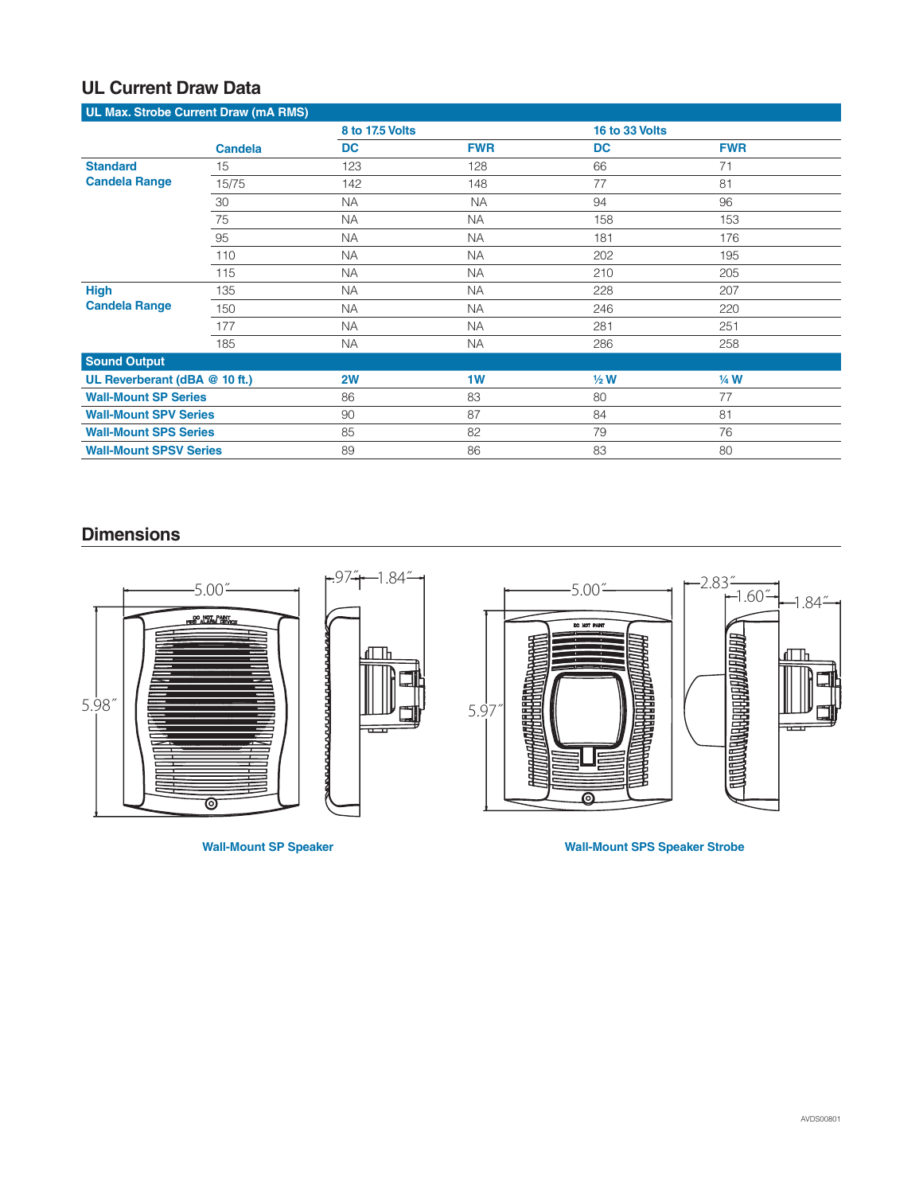## UL Current Draw Data

| UL Max. Strobe Current Draw (mA RMS) | | | | | |
|---|---|---|---|---|---|
| | | 8 to 17.5 Volts | | 16 to 33 Volts | |
| | Candela | DC | FWR | DC | FWR |
| Standard Candela Range | 15 | 123 | 128 | 66 | 71 |
| | 15/75 | 142 | 148 | 77 | 81 |
| | 30 | NA | NA | 94 | 96 |
| | 75 | NA | NA | 158 | 153 |
| | 95 | NA | NA | 181 | 176 |
| | 110 | NA | NA | 202 | 195 |
| | 115 | NA | NA | 210 | 205 |
| High Candela Range | 135 | NA | NA | 228 | 207 |
| | 150 | NA | NA | 246 | 220 |
| | 177 | NA | NA | 281 | 251 |
| | 185 | NA | NA | 286 | 258 |

| Sound Output | | | | |
|---|---|---|---|---|
| UL Reverberant (dBA @ 10 ft.) | 2W | 1W | ½ W | ¼ W |
| Wall-Mount SP Series | 86 | 83 | 80 | 77 |
| Wall-Mount SPV Series | 90 | 87 | 84 | 81 |
| Wall-Mount SPS Series | 85 | 82 | 79 | 76 |
| Wall-Mount SPSV Series | 89 | 86 | 83 | 80 |

## Dimensions

5.00″ | 5.98″ | .97″ | 1.84″

Wall-Mount SP Speaker

5.00″ | 5.97″ | 2.83″ | 1.60″ | 1.84″

Wall-Mount SPS Speaker Strobe

AVDS00801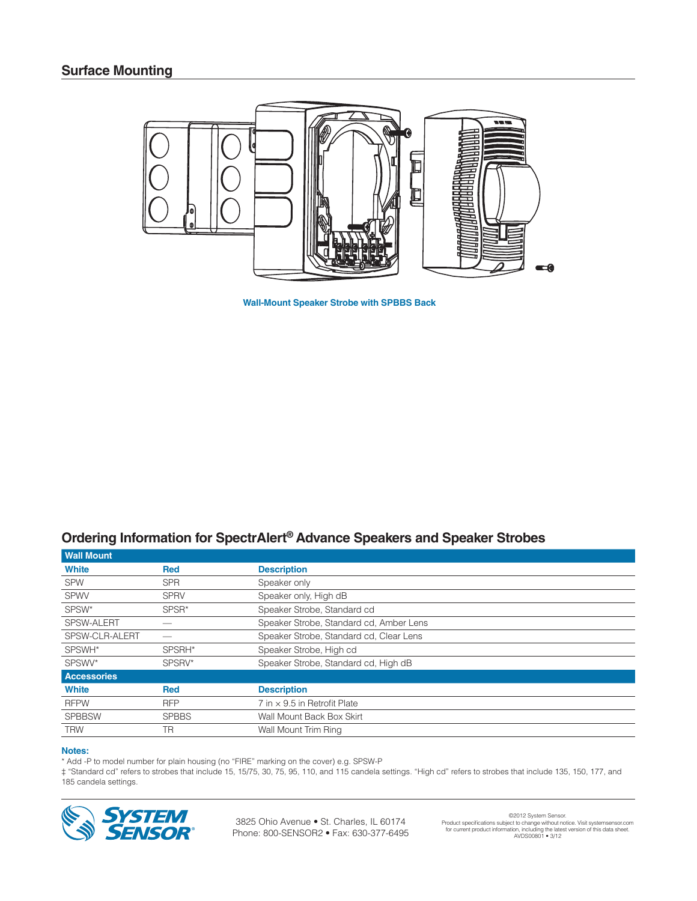## Surface Mounting

Wall-Mount Speaker Strobe with SPBBS Back

## Ordering Information for SpectrAlert® Advance Speakers and Speaker Strobes

| Wall Mount | | |
|---|---|---|
| **White** | **Red** | **Description** |
| SPW | SPR | Speaker only |
| SPWV | SPRV | Speaker only, High dB |
| SPSW* | SPSR* | Speaker Strobe, Standard cd |
| SPSW-ALERT | — | Speaker Strobe, Standard cd, Amber Lens |
| SPSW-CLR-ALERT | — | Speaker Strobe, Standard cd, Clear Lens |
| SPSWH* | SPSRH* | Speaker Strobe, High cd |
| SPSWV* | SPSRV* | Speaker Strobe, Standard cd, High dB |
| **Accessories** | | |
| **White** | **Red** | **Description** |
| RFPW | RFP | 7 in × 9.5 in Retrofit Plate |
| SPBBSW | SPBBS | Wall Mount Back Box Skirt |
| TRW | TR | Wall Mount Trim Ring |

**Notes:**

* Add -P to model number for plain housing (no "FIRE" marking on the cover) e.g. SPSW-P

‡ "Standard cd" refers to strobes that include 15, 15/75, 30, 75, 95, 110, and 115 candela settings. "High cd" refers to strobes that include 135, 150, 177, and 185 candela settings.

SYSTEM SENSOR®

3825 Ohio Avenue • St. Charles, IL 60174
Phone: 800-SENSOR2 • Fax: 630-377-6495

©2012 System Sensor.
Product specifications subject to change without notice. Visit systemsensor.com for current product information, including the latest version of this data sheet.
AVDS00801 • 3/12